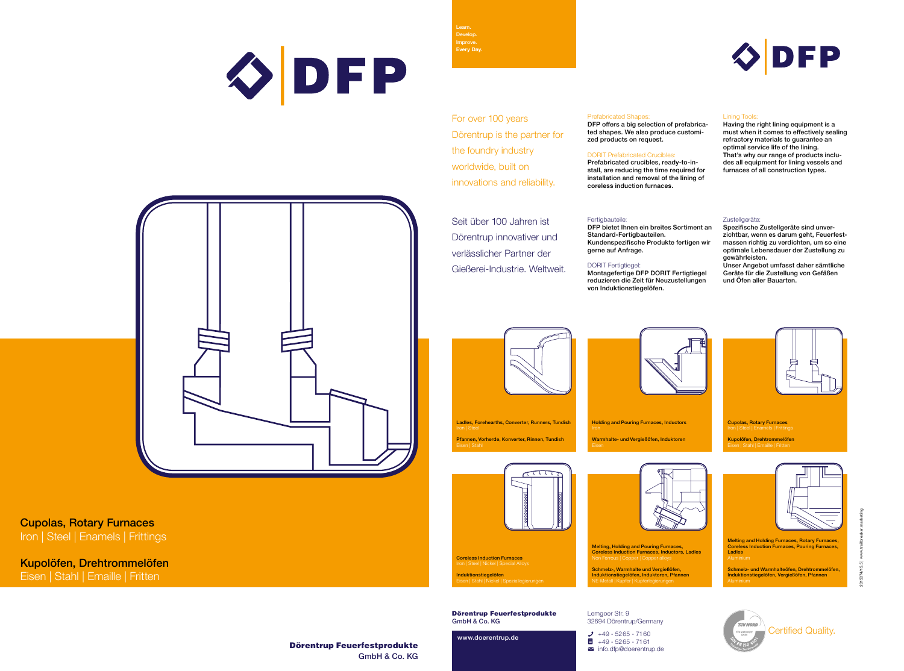# DFP

## Cupolas, Rotary Furnaces

Iron | Steel | Enamels | Frittings

## Kupolöfen, Drehtrommelöfen

Eisen | Stahl | Emaille | Fritten

**Dörentrup Feuerfestprodukte**
GmbH & Co. KG

Learn.
Develop.
Improve.
Every Day.

For over 100 years Dörentrup is the partner for the foundry industry worldwide, built on innovations and reliability.

Seit über 100 Jahren ist Dörentrup innovativer und verlässlicher Partner der Gießerei-Industrie. Weltweit.

Prefabricated Shapes:
DFP offers a big selection of prefabricated shapes. We also produce customized products on request.

DORIT Prefabricated Crucibles:
Prefabricated crucibles, ready-to-install, are reducing the time required for installation and removal of the lining of coreless induction furnaces.

Lining Tools:
Having the right lining equipment is a must when it comes to effectively sealing refractory materials to guarantee an optimal service life of the lining. That's why our range of products includes all equipment for lining vessels and furnaces of all construction types.

Fertigbauteile:
DFP bietet Ihnen ein breites Sortiment an Standard-Fertigbauteilen. Kundenspezifische Produkte fertigen wir gerne auf Anfrage.

DORIT Fertigtiegel:
Montagefertige DFP DORIT Fertigtiegel reduzieren die Zeit für Neuzustellungen von Induktionstiegelöfen.

Zustellgeräte:
Spezifische Zustellgeräte sind unverzichtbar, wenn es darum geht, Feuerfestmassen richtig zu verdichten, um so eine optimale Lebensdauer der Zustellung zu gewährleisten.
Unser Angebot umfasst daher sämtliche Geräte für die Zustellung von Gefäßen und Öfen aller Bauarten.

**Ladles, Forehearths, Converter, Runners, Tundish**
Iron | Steel

**Pfannen, Vorherde, Konverter, Rinnen, Tundish**
Eisen | Stahl

**Holding and Pouring Furnaces, Inductors**
Iron

**Warmhalte- und Vergießöfen, Induktoren**
Eisen

**Cupolas, Rotary Furnaces**
Iron | Steel | Enamels | Frittings

**Kupolöfen, Drehtrommelöfen**
Eisen | Stahl | Emaille | Fritten

**Coreless Induction Furnaces**
Iron | Steel | Nickel | Special Alloys

**Induktionstiegelöfen**
Eisen | Stahl | Nickel | Speziallegierungen

**Melting, Holding and Pouring Furnaces, Coreless Induction Furnaces, Inductors, Ladles**
Non Ferrous | Copper | Copper alloys

**Schmelz-, Warmhalte und Vergießöfen, Induktionstiegelöfen, Induktoren, Pfannen**
NE-Metall | Kupfer | Kupferlegierungen

**Melting and Holding Furnaces, Rotary Furnaces, Coreless Induction Furnaces, Pouring Furnaces, Ladles**
Aluminium

**Schmelz- und Warmhalteöfen, Drehtrommelöfen, Induktionstiegelöfen, Vergießöfen, Pfannen**
Aluminium

**Dörentrup Feuerfestprodukte**
GmbH & Co. KG

www.doerentrup.de

Lemgoer Str. 9
32694 Dörentrup/Germany

+49 - 5265 - 7160
+49 - 5265 - 7161
info.dfp@doerentrup.de

Certified Quality.

2015/07/15.5 | www.trailbreaker.marketing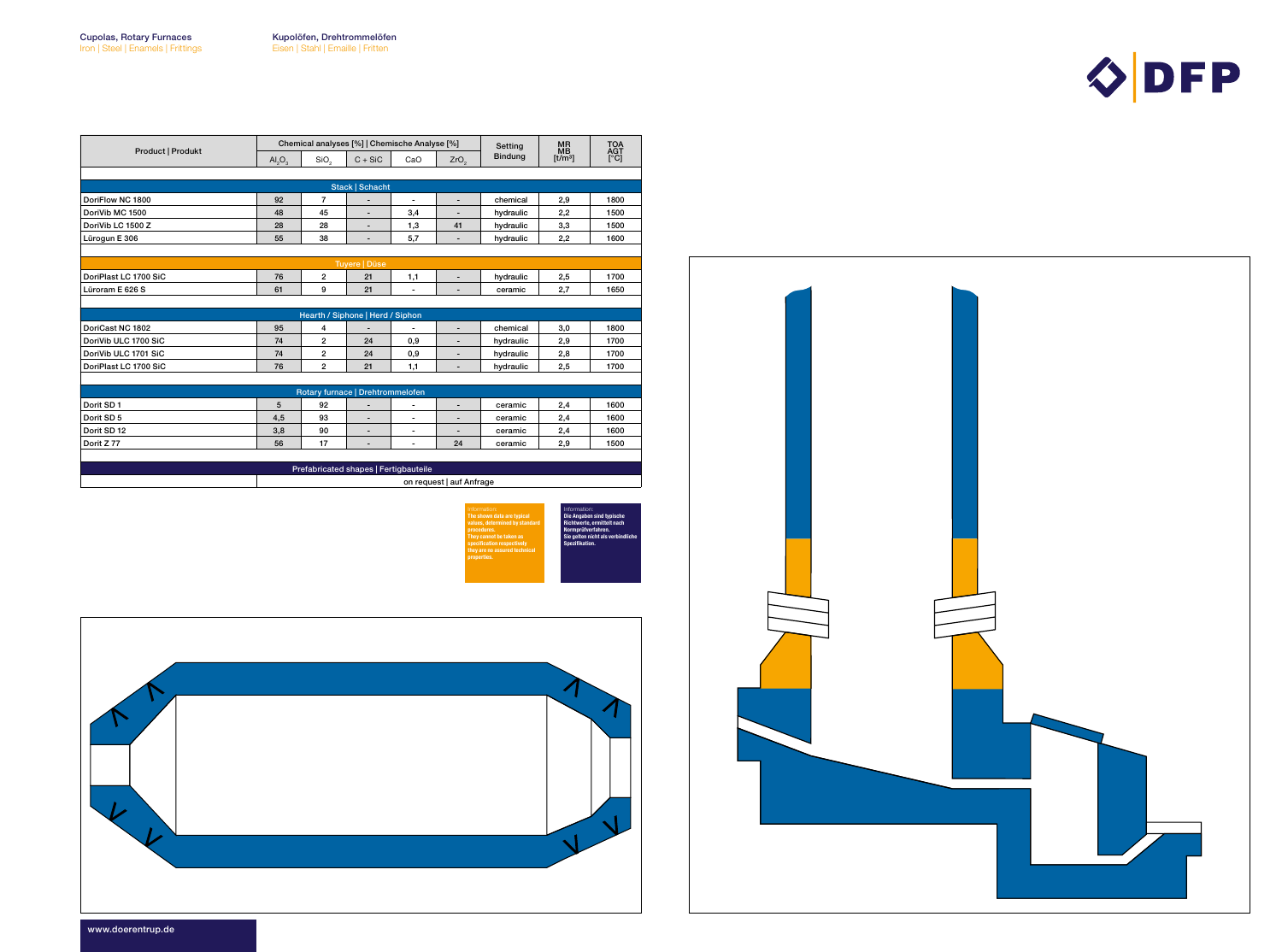**Cupolas, Rotary Furnaces**
Iron | Steel | Enamels | Frittings

**Kupolöfen, Drehtrommelöfen**
Eisen | Stahl | Emaille | Fritten

| Product \| Produkt | Chemical analyses [%] \| Chemische Analyse [%] | | | | | Setting Bindung | MR MB [t/m³] | TOA AGT [°C] |
|---|---|---|---|---|---|---|---|---|
| | $Al_2O_3$ | $SiO_2$ | C + SiC | CaO | $ZrO_2$ | | | |
| **Stack \| Schacht** | | | | | | | | |
| DoriFlow NC 1800 | 92 | 7 | - | - | - | chemical | 2,9 | 1800 |
| DoriVib MC 1500 | 48 | 45 | - | 3,4 | - | hydraulic | 2,2 | 1500 |
| DoriVib LC 1500 Z | 28 | 28 | - | 1,3 | 41 | hydraulic | 3,3 | 1500 |
| Lürogun E 306 | 55 | 38 | - | 5,7 | - | hydraulic | 2,2 | 1600 |
| **Tuyere \| Düse** | | | | | | | | |
| DoriPlast LC 1700 SiC | 76 | 2 | 21 | 1,1 | - | hydraulic | 2,5 | 1700 |
| Lüroram E 626 S | 61 | 9 | 21 | - | - | ceramic | 2,7 | 1650 |
| **Hearth / Siphone \| Herd / Siphon** | | | | | | | | |
| DoriCast NC 1802 | 95 | 4 | - | - | - | chemical | 3,0 | 1800 |
| DoriVib ULC 1700 SiC | 74 | 2 | 24 | 0,9 | - | hydraulic | 2,9 | 1700 |
| DoriVib ULC 1701 SiC | 74 | 2 | 24 | 0,9 | - | hydraulic | 2,8 | 1700 |
| DoriPlast LC 1700 SiC | 76 | 2 | 21 | 1,1 | - | hydraulic | 2,5 | 1700 |
| **Rotary furnace \| Drehtrommelofen** | | | | | | | | |
| Dorit SD 1 | 5 | 92 | - | - | - | ceramic | 2,4 | 1600 |
| Dorit SD 5 | 4,5 | 93 | - | - | - | ceramic | 2,4 | 1600 |
| Dorit SD 12 | 3,8 | 90 | - | - | - | ceramic | 2,4 | 1600 |
| Dorit Z 77 | 56 | 17 | - | - | 24 | ceramic | 2,9 | 1500 |
| **Prefabricated shapes \| Fertigbauteile** | | | | | | | | |
| | on request \| auf Anfrage | | | | | | | |

Information:
The shown data are typical values, determined by standard procedures.
They cannot be taken as specification respectively they are no assured technical properties.

Information:
Die Angaben sind typische Richtwerte, ermittelt nach Normprüfverfahren.
Sie gelten nicht als verbindliche Spezifikation.

www.doerentrup.de